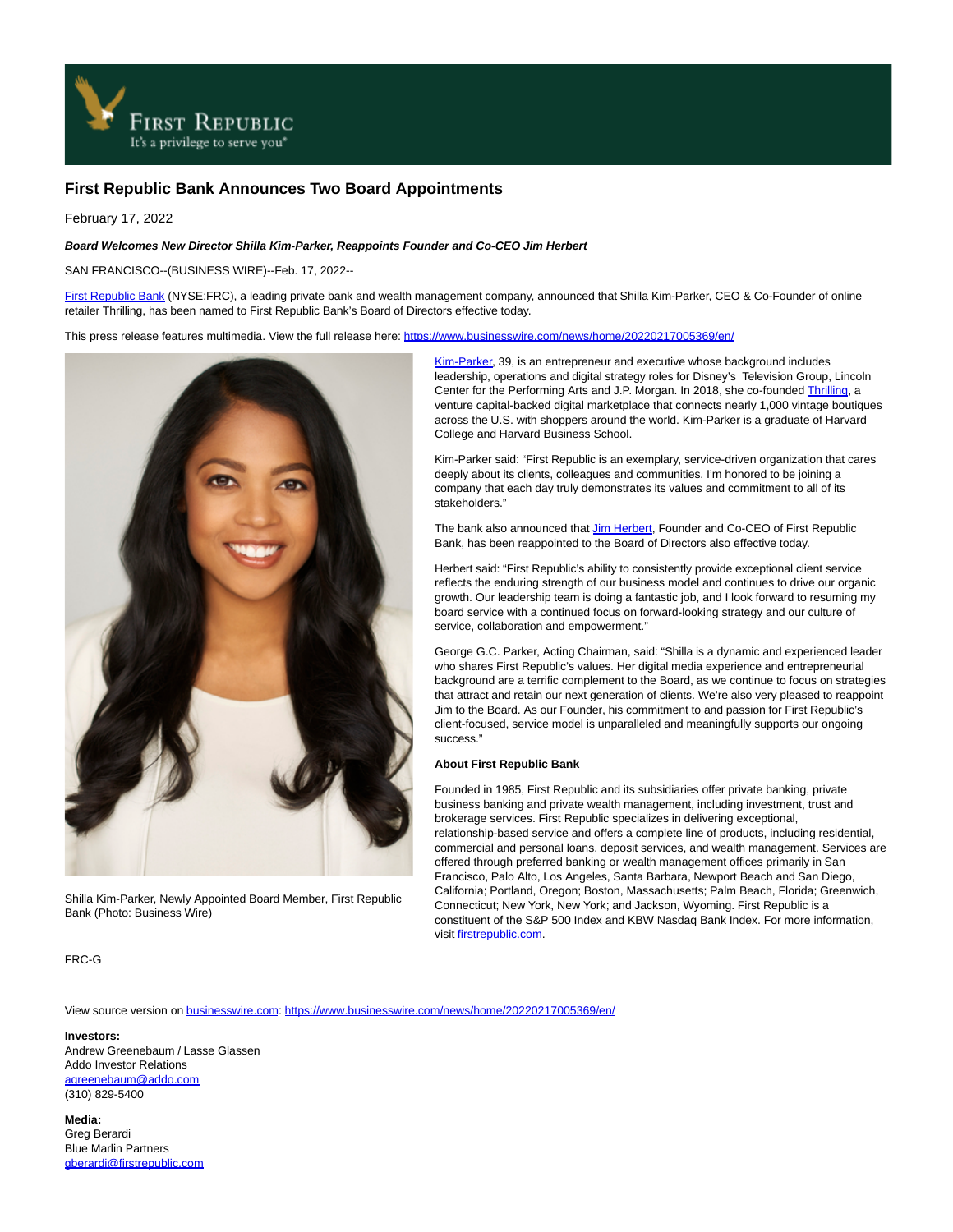# First Republic Bank Announces Two Board Appointments

February 17, 2022

***Board Welcomes New Director Shilla Kim-Parker, Reappoints Founder and Co-CEO Jim Herbert***

SAN FRANCISCO--(BUSINESS WIRE)--Feb. 17, 2022--

First Republic Bank (NYSE:FRC), a leading private bank and wealth management company, announced that Shilla Kim-Parker, CEO & Co-Founder of online retailer Thrilling, has been named to First Republic Bank's Board of Directors effective today.

This press release features multimedia. View the full release here: https://www.businesswire.com/news/home/20220217005369/en/

Shilla Kim-Parker, Newly Appointed Board Member, First Republic Bank (Photo: Business Wire)

Kim-Parker, 39, is an entrepreneur and executive whose background includes leadership, operations and digital strategy roles for Disney's Television Group, Lincoln Center for the Performing Arts and J.P. Morgan. In 2018, she co-founded Thrilling, a venture capital-backed digital marketplace that connects nearly 1,000 vintage boutiques across the U.S. with shoppers around the world. Kim-Parker is a graduate of Harvard College and Harvard Business School.

Kim-Parker said: "First Republic is an exemplary, service-driven organization that cares deeply about its clients, colleagues and communities. I'm honored to be joining a company that each day truly demonstrates its values and commitment to all of its stakeholders."

The bank also announced that Jim Herbert, Founder and Co-CEO of First Republic Bank, has been reappointed to the Board of Directors also effective today.

Herbert said: "First Republic's ability to consistently provide exceptional client service reflects the enduring strength of our business model and continues to drive our organic growth. Our leadership team is doing a fantastic job, and I look forward to resuming my board service with a continued focus on forward-looking strategy and our culture of service, collaboration and empowerment."

George G.C. Parker, Acting Chairman, said: "Shilla is a dynamic and experienced leader who shares First Republic's values. Her digital media experience and entrepreneurial background are a terrific complement to the Board, as we continue to focus on strategies that attract and retain our next generation of clients. We're also very pleased to reappoint Jim to the Board. As our Founder, his commitment to and passion for First Republic's client-focused, service model is unparalleled and meaningfully supports our ongoing success."

**About First Republic Bank**

Founded in 1985, First Republic and its subsidiaries offer private banking, private business banking and private wealth management, including investment, trust and brokerage services. First Republic specializes in delivering exceptional, relationship-based service and offers a complete line of products, including residential, commercial and personal loans, deposit services, and wealth management. Services are offered through preferred banking or wealth management offices primarily in San Francisco, Palo Alto, Los Angeles, Santa Barbara, Newport Beach and San Diego, California; Portland, Oregon; Boston, Massachusetts; Palm Beach, Florida; Greenwich, Connecticut; New York, New York; and Jackson, Wyoming. First Republic is a constituent of the S&P 500 Index and KBW Nasdaq Bank Index. For more information, visit firstrepublic.com.

FRC-G

View source version on businesswire.com: https://www.businesswire.com/news/home/20220217005369/en/

**Investors:**
Andrew Greenebaum / Lasse Glassen
Addo Investor Relations
agreenebaum@addo.com
(310) 829-5400

**Media:**
Greg Berardi
Blue Marlin Partners
gberardi@firstrepublic.com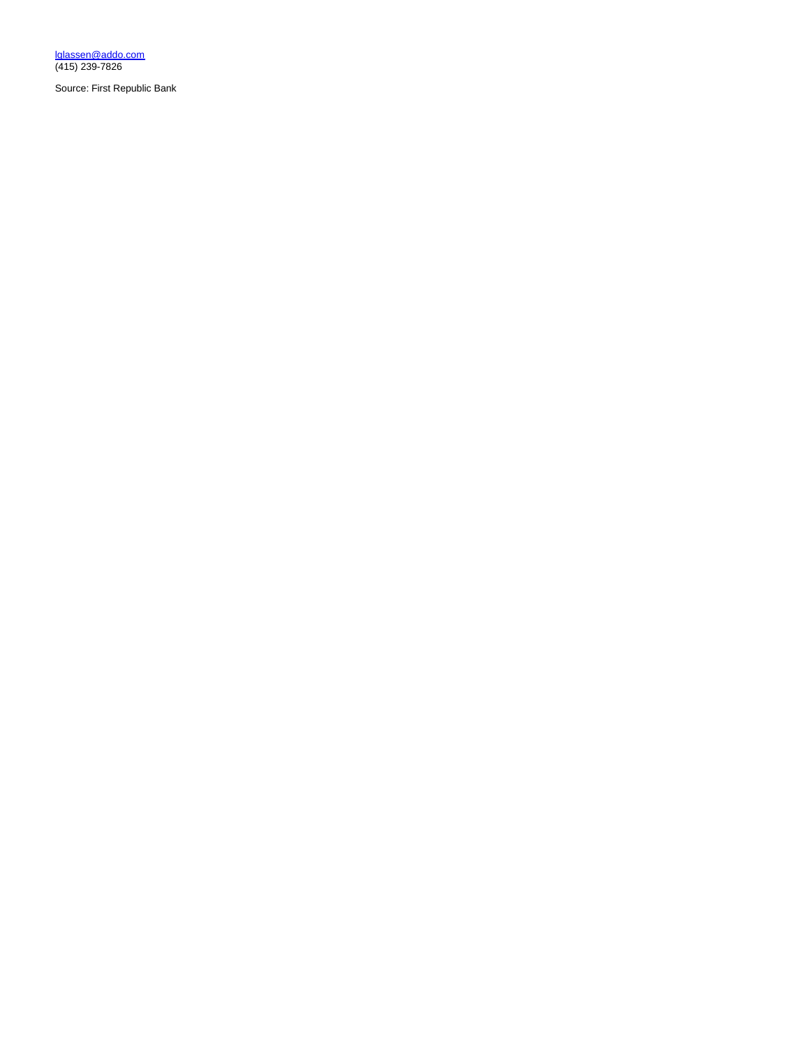lglassen@addo.com
(415) 239-7826

Source: First Republic Bank